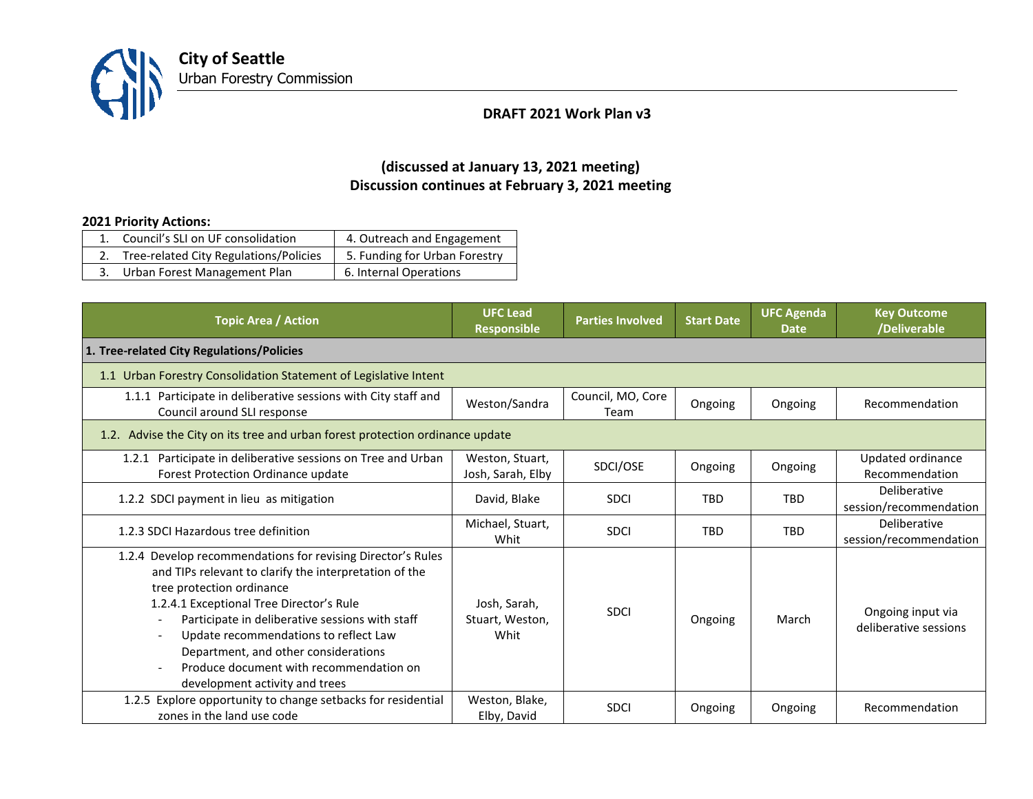**City of Seattle**
Urban Forestry Commission

## DRAFT 2021 Work Plan v3

### (discussed at January 13, 2021 meeting)
### Discussion continues at February 3, 2021 meeting

**2021 Priority Actions:**

| | |
|---|---|
| 1. Council's SLI on UF consolidation | 4. Outreach and Engagement |
| 2. Tree-related City Regulations/Policies | 5. Funding for Urban Forestry |
| 3. Urban Forest Management Plan | 6. Internal Operations |

| Topic Area / Action | UFC Lead Responsible | Parties Involved | Start Date | UFC Agenda Date | Key Outcome /Deliverable |
|---|---|---|---|---|---|
| **1. Tree-related City Regulations/Policies** | | | | | |
| 1.1 Urban Forestry Consolidation Statement of Legislative Intent | | | | | |
| 1.1.1 Participate in deliberative sessions with City staff and Council around SLI response | Weston/Sandra | Council, MO, Core Team | Ongoing | Ongoing | Recommendation |
| 1.2. Advise the City on its tree and urban forest protection ordinance update | | | | | |
| 1.2.1 Participate in deliberative sessions on Tree and Urban Forest Protection Ordinance update | Weston, Stuart, Josh, Sarah, Elby | SDCI/OSE | Ongoing | Ongoing | Updated ordinance Recommendation |
| 1.2.2 SDCI payment in lieu as mitigation | David, Blake | SDCI | TBD | TBD | Deliberative session/recommendation |
| 1.2.3 SDCI Hazardous tree definition | Michael, Stuart, Whit | SDCI | TBD | TBD | Deliberative session/recommendation |
| 1.2.4 Develop recommendations for revising Director's Rules and TIPs relevant to clarify the interpretation of the tree protection ordinance<br>1.2.4.1 Exceptional Tree Director's Rule<br>- Participate in deliberative sessions with staff<br>- Update recommendations to reflect Law Department, and other considerations<br>- Produce document with recommendation on development activity and trees | Josh, Sarah, Stuart, Weston, Whit | SDCI | Ongoing | March | Ongoing input via deliberative sessions |
| 1.2.5 Explore opportunity to change setbacks for residential zones in the land use code | Weston, Blake, Elby, David | SDCI | Ongoing | Ongoing | Recommendation |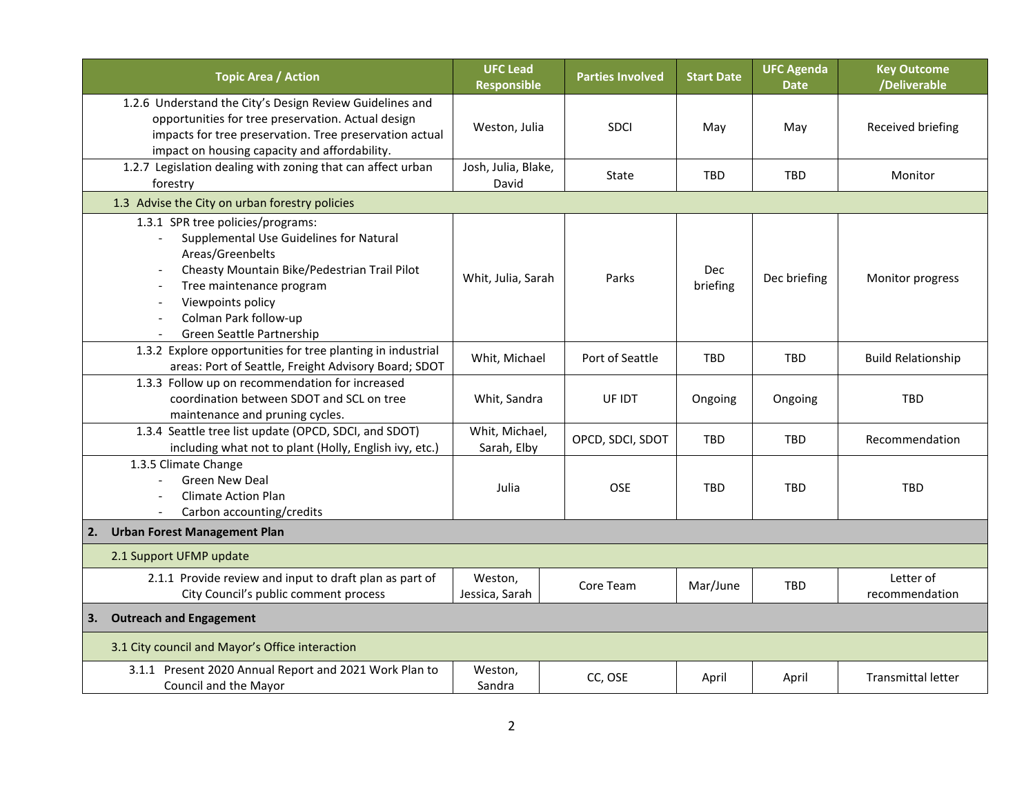| Topic Area / Action | UFC Lead Responsible | Parties Involved | Start Date | UFC Agenda Date | Key Outcome /Deliverable |
|---|---|---|---|---|---|
| 1.2.6 Understand the City's Design Review Guidelines and opportunities for tree preservation. Actual design impacts for tree preservation. Tree preservation actual impact on housing capacity and affordability. | Weston, Julia | SDCI | May | May | Received briefing |
| 1.2.7 Legislation dealing with zoning that can affect urban forestry | Josh, Julia, Blake, David | State | TBD | TBD | Monitor |
| 1.3 Advise the City on urban forestry policies | | | | | |
| 1.3.1 SPR tree policies/programs:<br>- Supplemental Use Guidelines for Natural Areas/Greenbelts<br>- Cheasty Mountain Bike/Pedestrian Trail Pilot<br>- Tree maintenance program<br>- Viewpoints policy<br>- Colman Park follow-up<br>- Green Seattle Partnership | Whit, Julia, Sarah | Parks | Dec briefing | Dec briefing | Monitor progress |
| 1.3.2 Explore opportunities for tree planting in industrial areas: Port of Seattle, Freight Advisory Board; SDOT | Whit, Michael | Port of Seattle | TBD | TBD | Build Relationship |
| 1.3.3 Follow up on recommendation for increased coordination between SDOT and SCL on tree maintenance and pruning cycles. | Whit, Sandra | UF IDT | Ongoing | Ongoing | TBD |
| 1.3.4 Seattle tree list update (OPCD, SDCI, and SDOT) including what not to plant (Holly, English ivy, etc.) | Whit, Michael, Sarah, Elby | OPCD, SDCI, SDOT | TBD | TBD | Recommendation |
| 1.3.5 Climate Change<br>- Green New Deal<br>- Climate Action Plan<br>- Carbon accounting/credits | Julia | OSE | TBD | TBD | TBD |
| **2. Urban Forest Management Plan** | | | | | |
| 2.1 Support UFMP update | | | | | |
| 2.1.1 Provide review and input to draft plan as part of City Council's public comment process | Weston, Jessica, Sarah | Core Team | Mar/June | TBD | Letter of recommendation |
| **3. Outreach and Engagement** | | | | | |
| 3.1 City council and Mayor's Office interaction | | | | | |
| 3.1.1 Present 2020 Annual Report and 2021 Work Plan to Council and the Mayor | Weston, Sandra | CC, OSE | April | April | Transmittal letter |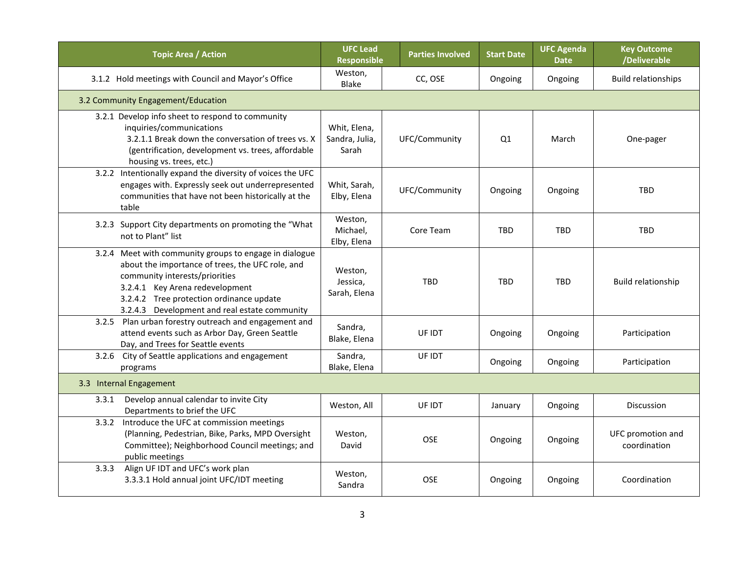| Topic Area / Action | UFC Lead Responsible | Parties Involved | Start Date | UFC Agenda Date | Key Outcome /Deliverable |
|---|---|---|---|---|---|
| 3.1.2 Hold meetings with Council and Mayor's Office | Weston, Blake | CC, OSE | Ongoing | Ongoing | Build relationships |
| **3.2 Community Engagement/Education** | | | | | |
| 3.2.1 Develop info sheet to respond to community inquiries/communications<br>3.2.1.1 Break down the conversation of trees vs. X (gentrification, development vs. trees, affordable housing vs. trees, etc.) | Whit, Elena, Sandra, Julia, Sarah | UFC/Community | Q1 | March | One-pager |
| 3.2.2 Intentionally expand the diversity of voices the UFC engages with. Expressly seek out underrepresented communities that have not been historically at the table | Whit, Sarah, Elby, Elena | UFC/Community | Ongoing | Ongoing | TBD |
| 3.2.3 Support City departments on promoting the "What not to Plant" list | Weston, Michael, Elby, Elena | Core Team | TBD | TBD | TBD |
| 3.2.4 Meet with community groups to engage in dialogue about the importance of trees, the UFC role, and community interests/priorities<br>3.2.4.1 Key Arena redevelopment<br>3.2.4.2 Tree protection ordinance update<br>3.2.4.3 Development and real estate community | Weston, Jessica, Sarah, Elena | TBD | TBD | TBD | Build relationship |
| 3.2.5 Plan urban forestry outreach and engagement and attend events such as Arbor Day, Green Seattle Day, and Trees for Seattle events | Sandra, Blake, Elena | UF IDT | Ongoing | Ongoing | Participation |
| 3.2.6 City of Seattle applications and engagement programs | Sandra, Blake, Elena | UF IDT | Ongoing | Ongoing | Participation |
| **3.3 Internal Engagement** | | | | | |
| 3.3.1 Develop annual calendar to invite City Departments to brief the UFC | Weston, All | UF IDT | January | Ongoing | Discussion |
| 3.3.2 Introduce the UFC at commission meetings (Planning, Pedestrian, Bike, Parks, MPD Oversight Committee); Neighborhood Council meetings; and public meetings | Weston, David | OSE | Ongoing | Ongoing | UFC promotion and coordination |
| 3.3.3 Align UF IDT and UFC's work plan<br>3.3.3.1 Hold annual joint UFC/IDT meeting | Weston, Sandra | OSE | Ongoing | Ongoing | Coordination |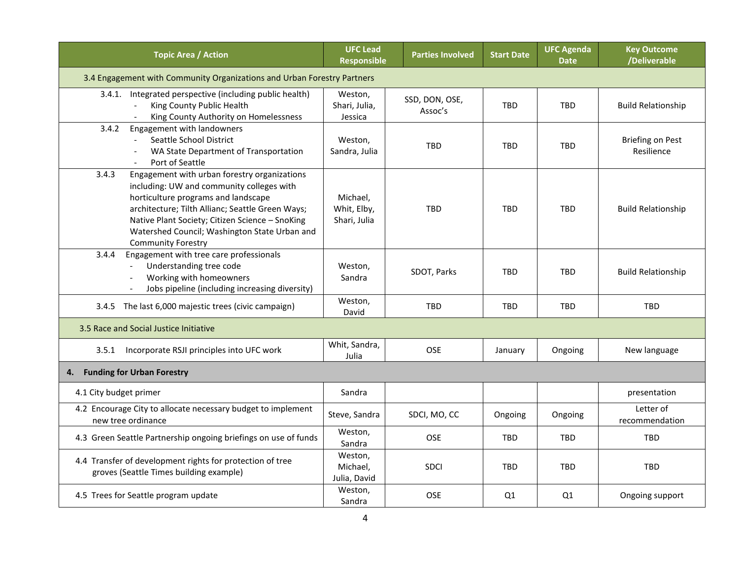| Topic Area / Action | UFC Lead Responsible | Parties Involved | Start Date | UFC Agenda Date | Key Outcome /Deliverable |
|---|---|---|---|---|---|
| 3.4 Engagement with Community Organizations and Urban Forestry Partners | | | | | |
| 3.4.1. Integrated perspective (including public health)<br>- King County Public Health<br>- King County Authority on Homelessness | Weston, Shari, Julia, Jessica | SSD, DON, OSE, Assoc's | TBD | TBD | Build Relationship |
| 3.4.2 Engagement with landowners<br>- Seattle School District<br>- WA State Department of Transportation<br>- Port of Seattle | Weston, Sandra, Julia | TBD | TBD | TBD | Briefing on Pest Resilience |
| 3.4.3 Engagement with urban forestry organizations including: UW and community colleges with horticulture programs and landscape architecture; Tilth Allianc; Seattle Green Ways; Native Plant Society; Citizen Science – SnoKing Watershed Council; Washington State Urban and Community Forestry | Michael, Whit, Elby, Shari, Julia | TBD | TBD | TBD | Build Relationship |
| 3.4.4 Engagement with tree care professionals<br>- Understanding tree code<br>- Working with homeowners<br>- Jobs pipeline (including increasing diversity) | Weston, Sandra | SDOT, Parks | TBD | TBD | Build Relationship |
| 3.4.5 The last 6,000 majestic trees (civic campaign) | Weston, David | TBD | TBD | TBD | TBD |
| 3.5 Race and Social Justice Initiative | | | | | |
| 3.5.1 Incorporate RSJI principles into UFC work | Whit, Sandra, Julia | OSE | January | Ongoing | New language |
| **4. Funding for Urban Forestry** | | | | | |
| 4.1 City budget primer | Sandra | | | | presentation |
| 4.2 Encourage City to allocate necessary budget to implement new tree ordinance | Steve, Sandra | SDCI, MO, CC | Ongoing | Ongoing | Letter of recommendation |
| 4.3 Green Seattle Partnership ongoing briefings on use of funds | Weston, Sandra | OSE | TBD | TBD | TBD |
| 4.4 Transfer of development rights for protection of tree groves (Seattle Times building example) | Weston, Michael, Julia, David | SDCI | TBD | TBD | TBD |
| 4.5 Trees for Seattle program update | Weston, Sandra | OSE | Q1 | Q1 | Ongoing support |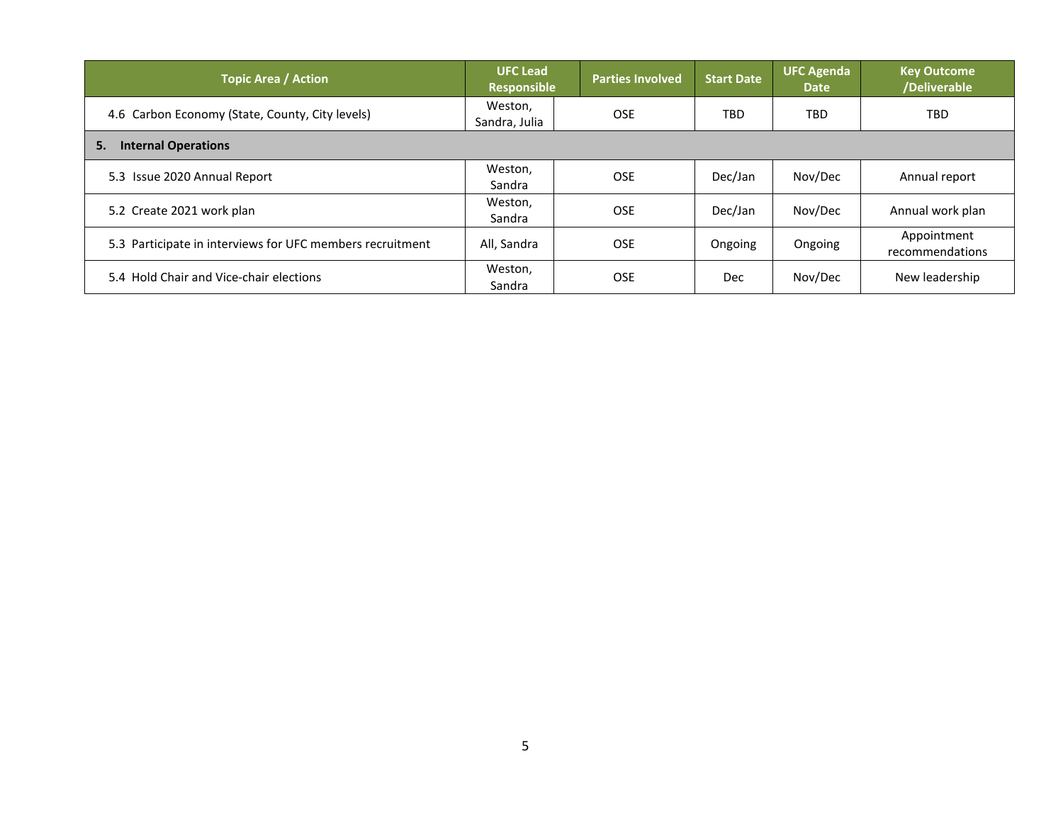| Topic Area / Action | UFC Lead Responsible | Parties Involved | Start Date | UFC Agenda Date | Key Outcome /Deliverable |
|---|---|---|---|---|---|
| 4.6 Carbon Economy (State, County, City levels) | Weston, Sandra, Julia | OSE | TBD | TBD | TBD |
| **5. Internal Operations** | | | | | |
| 5.3 Issue 2020 Annual Report | Weston, Sandra | OSE | Dec/Jan | Nov/Dec | Annual report |
| 5.2 Create 2021 work plan | Weston, Sandra | OSE | Dec/Jan | Nov/Dec | Annual work plan |
| 5.3 Participate in interviews for UFC members recruitment | All, Sandra | OSE | Ongoing | Ongoing | Appointment recommendations |
| 5.4 Hold Chair and Vice-chair elections | Weston, Sandra | OSE | Dec | Nov/Dec | New leadership |